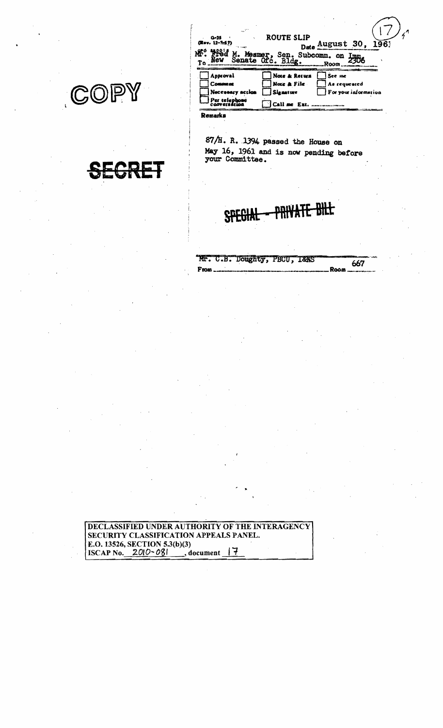(17)

COPY

SECRET

G-35
(Rev. 12-7-57)

ROUTE SLIP

Date August 30, 1961

GPO 880015
To Mr. Fred M. Mesmer, Sen. Subcomm. on Imm.
New Senate Ofc. Bldg. Room 2306

| | | |
|---|---|---|
| ☐ Approval | ☐ Note & Return | ☐ See me |
| ☐ Comment | ☐ Note & File | ☐ As requested |
| ☐ Necessary action | ☐ Signature | ☐ For your information |
| ☐ Per telephone conversation | ☐ Call me Ext. ........ | |

Remarks

87/H. R. 1394 passed the House on May 16, 1961 and is now pending before your Committee.

~~SPECIAL - PRIVATE BILL~~

From Mr. C.B. Doughty, PBCU, I&NS Room 667

DECLASSIFIED UNDER AUTHORITY OF THE INTERAGENCY SECURITY CLASSIFICATION APPEALS PANEL.
E.O. 13526, SECTION 5.3(b)(3)
ISCAP No. 2010-081, document 17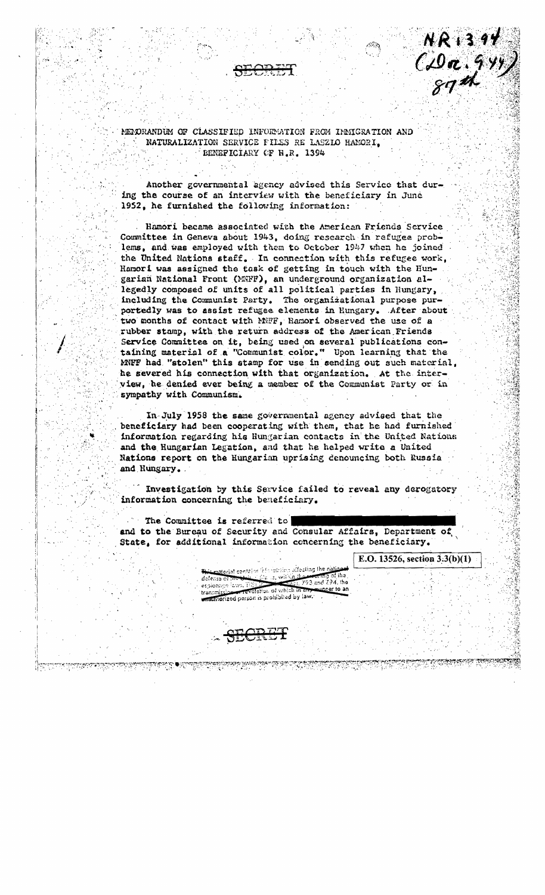SECRET

NR 1394
(Dec. 9.44)
87th

MEMORANDUM OF CLASSIFIED INFORMATION FROM IMMIGRATION AND NATURALIZATION SERVICE FILES RE LASZLO HAMORI, BENEFICIARY OF H.R. 1394

Another governmental agency advised this Service that during the course of an interview with the beneficiary in June 1952, he furnished the following information:

Hamori became associated with the American Friends Service Committee in Geneva about 1943, doing research in refugee problems, and was employed with them to October 1947 when he joined the United Nations staff. In connection with this refugee work, Hamori was assigned the task of getting in touch with the Hungarian National Front (MNFF), an underground organization allegedly composed of units of all political parties in Hungary, including the Communist Party. The organizational purpose purportedly was to assist refugee elements in Hungary. After about two months of contact with MNFF, Hamori observed the use of a rubber stamp, with the return address of the American Friends Service Committee on it, being used on several publications containing material of a "Communist color." Upon learning that the MNFF had "stolen" this stamp for use in sending out such material, he severed his connection with that organization. At the interview, he denied ever being a member of the Communist Party or in sympathy with Communism.

In July 1958 the same governmental agency advised that the beneficiary had been cooperating with them, that he had furnished information regarding his Hungarian contacts in the United Nations and the Hungarian Legation, and that he helped write a United Nations report on the Hungarian uprising denouncing both Russia and Hungary.

Investigation by this Service failed to reveal any derogatory information concerning the beneficiary.

The Committee is referred to [REDACTED] and to the Bureau of Security and Consular Affairs, Department of State, for additional information concerning the beneficiary.

E.O. 13526, section 3.3(b)(1)

This material contains information affecting the national defense of the United States within the meaning of the espionage laws, Title 18, U.S.C., Secs. 793 and 794, the transmission or revelation of which in any manner to an unauthorized person is prohibited by law.

SECRET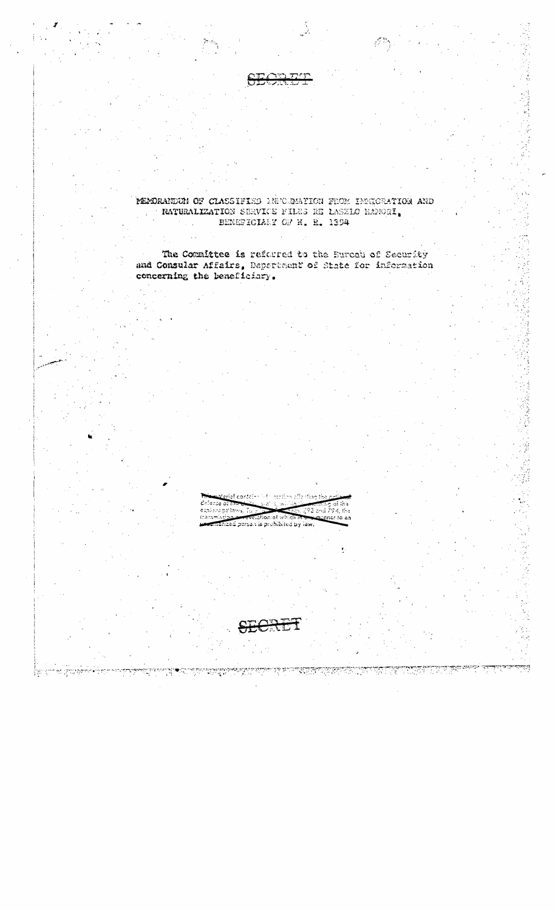SECRET

MEMORANDUM OF CLASSIFIED INFORMATION FROM IMMIGRATION AND NATURALIZATION SERVICE FILES RE LASZLO HAMORI, BENEFICIARY OF H. R. 1394

The Committee is referred to the Bureau of Security and Consular Affairs, Department of State for information concerning the beneficiary.

This material contains information affecting the national defense of the United States within the meaning of the espionage laws, Title 18, U.S.C., Secs. 793 and 794, the transmission or revelation of which in any manner to an unauthorized person is prohibited by law.

SECRET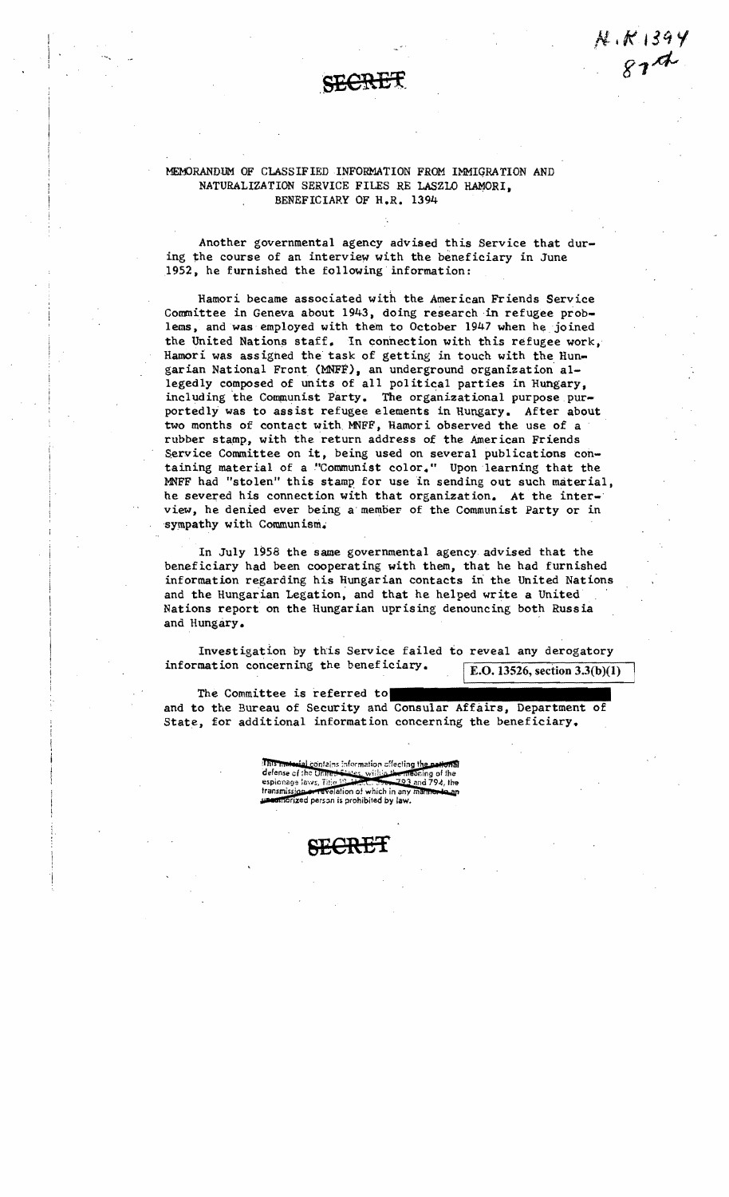H.R 1394
87th

SECRET

MEMORANDUM OF CLASSIFIED INFORMATION FROM IMMIGRATION AND NATURALIZATION SERVICE FILES RE LASZLO HAMORI, BENEFICIARY OF H.R. 1394

Another governmental agency advised this Service that during the course of an interview with the beneficiary in June 1952, he furnished the following information:

Hamori became associated with the American Friends Service Committee in Geneva about 1943, doing research in refugee problems, and was employed with them to October 1947 when he joined the United Nations staff. In connection with this refugee work, Hamori was assigned the task of getting in touch with the Hungarian National Front (MNFF), an underground organization allegedly composed of units of all political parties in Hungary, including the Communist Party. The organizational purpose purportedly was to assist refugee elements in Hungary. After about two months of contact with MNFF, Hamori observed the use of a rubber stamp, with the return address of the American Friends Service Committee on it, being used on several publications containing material of a "Communist color." Upon learning that the MNFF had "stolen" this stamp for use in sending out such material, he severed his connection with that organization. At the interview, he denied ever being a member of the Communist Party or in sympathy with Communism.

In July 1958 the same governmental agency advised that the beneficiary had been cooperating with them, that he had furnished information regarding his Hungarian contacts in the United Nations and the Hungarian Legation, and that he helped write a United Nations report on the Hungarian uprising denouncing both Russia and Hungary.

Investigation by this Service failed to reveal any derogatory information concerning the beneficiary.

E.O. 13526, section 3.3(b)(1)

The Committee is referred to [REDACTED] and to the Bureau of Security and Consular Affairs, Department of State, for additional information concerning the beneficiary.

This material contains information affecting the national defense of the United States within the meaning of the espionage laws, Title 18, U.S.C., Secs. 793 and 794, the transmission or revelation of which in any manner to an unauthorized person is prohibited by law.

SECRET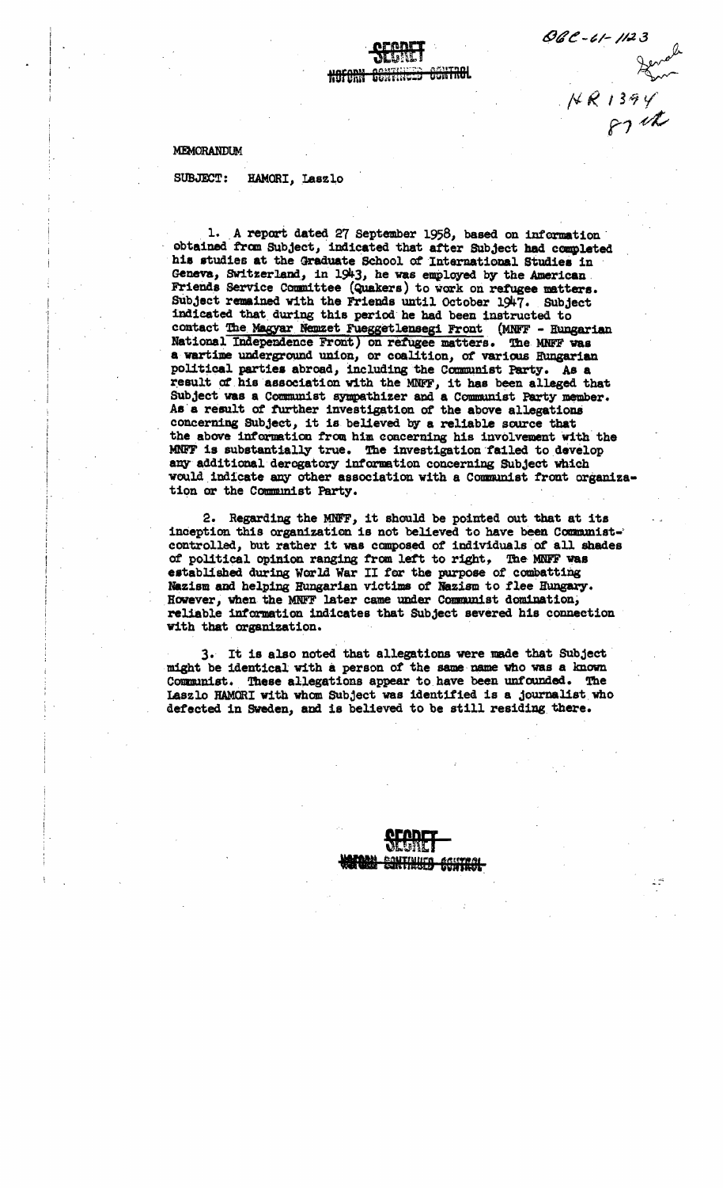SECRET
NOFORN CONTINUED CONTROL

OGC-61-1123
NR 1394

MEMORANDUM

SUBJECT: HAMORI, Laszlo

1. A report dated 27 September 1958, based on information obtained from Subject, indicated that after Subject had completed his studies at the Graduate School of International Studies in Geneva, Switzerland, in 1943, he was employed by the American Friends Service Committee (Quakers) to work on refugee matters. Subject remained with the Friends until October 1947. Subject indicated that during this period he had been instructed to contact The Magyar Nemzet Fueggetlensegi Front (MNFF - Hungarian National Independence Front) on refugee matters. The MNFF was a wartime underground union, or coalition, of various Hungarian political parties abroad, including the Communist Party. As a result of his association with the MNFF, it has been alleged that Subject was a Communist sympathizer and a Communist Party member. As a result of further investigation of the above allegations concerning Subject, it is believed by a reliable source that the above information from him concerning his involvement with the MNFF is substantially true. The investigation failed to develop any additional derogatory information concerning Subject which would indicate any other association with a Communist front organization or the Communist Party.

2. Regarding the MNFF, it should be pointed out that at its inception this organization is not believed to have been Communist-controlled, but rather it was composed of individuals of all shades of political opinion ranging from left to right. The MNFF was established during World War II for the purpose of combatting Nazism and helping Hungarian victims of Nazism to flee Hungary. However, when the MNFF later came under Communist domination, reliable information indicates that Subject severed his connection with that organization.

3. It is also noted that allegations were made that Subject might be identical with a person of the same name who was a known Communist. These allegations appear to have been unfounded. The Laszlo HAMORI with whom Subject was identified is a journalist who defected in Sweden, and is believed to be still residing there.

SECRET
NOFORN CONTINUED CONTROL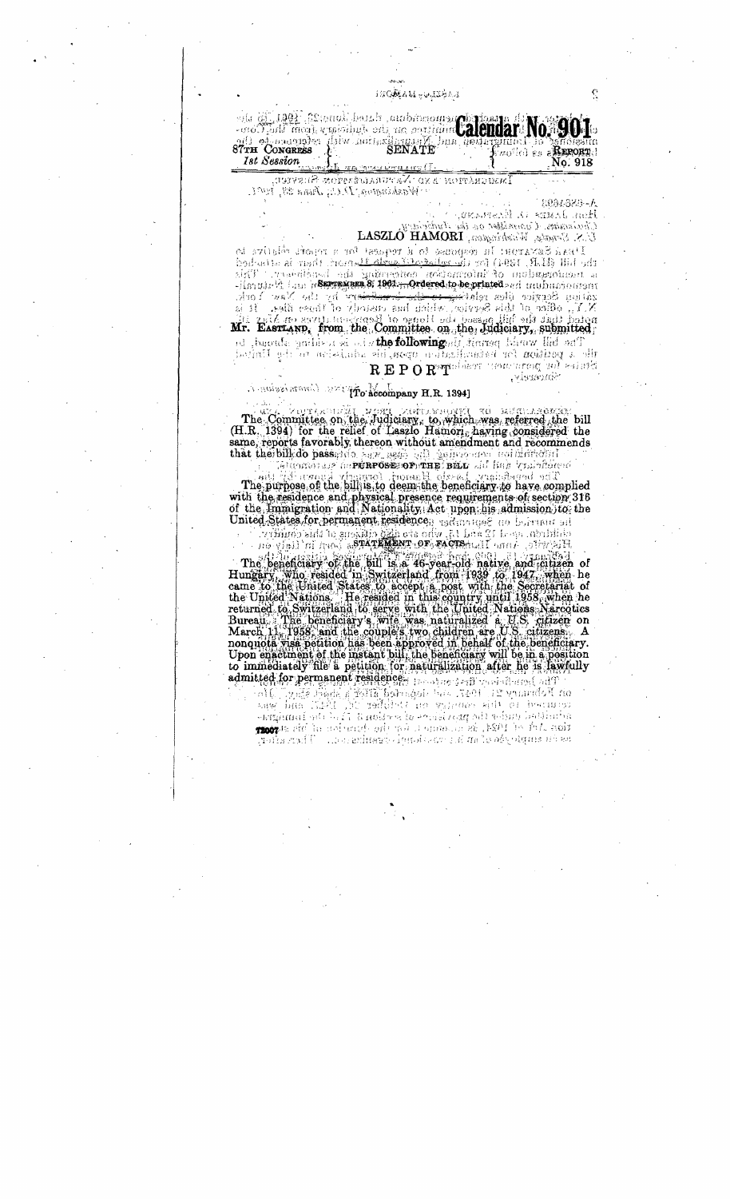Calendar No. 901

87TH CONGRESS 1st Session | SENATE | REPORT No. 918

# LASZLO HAMORI

SEPTEMBER 8, 1961.—Ordered to be printed

Mr. EASTLAND, from the Committee on the Judiciary, submitted the following

# REPORT

[To accompany H.R. 1394]

The Committee on the Judiciary, to which was referred the bill (H.R. 1394) for the relief of Laszlo Hamori, having considered the same, reports favorably thereon without amendment and recommends that the bill do pass.

## PURPOSE OF THE BILL

The purpose of the bill is to deem the beneficiary to have complied with the residence and physical presence requirements of section 316 of the Immigration and Nationality Act upon his admission to the United States for permanent residence.

## STATEMENT OF FACTS

The beneficiary of the bill is a 46-year-old native and citizen of Hungary, who resided in Switzerland from 1939 to 1947, when he came to the United States to accept a post with the Secretariat of the United Nations. He resided in this country until 1958, when he returned to Switzerland to serve with the United Nations Narcotics Bureau. The beneficiary's wife was naturalized a U.S. citizen on March 11, 1958, and the couple's two children are U.S. citizens. A nonquota visa petition has been approved in behalf of the beneficiary. Upon enactment of the instant bill, the beneficiary will be in a position to immediately file a petition for naturalization after he is lawfully admitted for permanent residence.

72007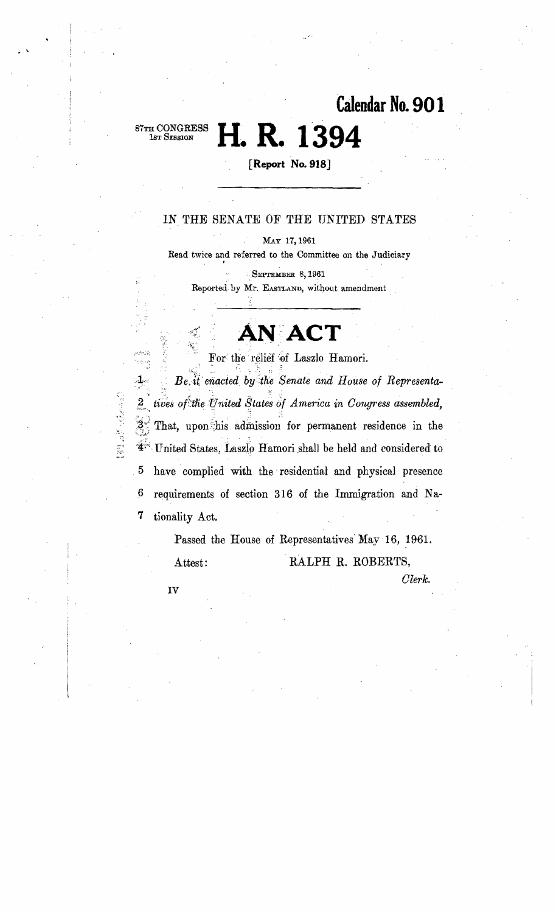**Calendar No. 901**

87TH CONGRESS
1ST SESSION

# H. R. 1394

**[Report No. 918]**

---

IN THE SENATE OF THE UNITED STATES

MAY 17, 1961

Read twice and referred to the Committee on the Judiciary

SEPTEMBER 8, 1961

Reported by Mr. EASTLAND, without amendment

---

# AN ACT

For the relief of Laszlo Hamori.

1 *Be it enacted by the Senate and House of Representa-*
2 *tives of the United States of America in Congress assembled,*
3 That, upon his admission for permanent residence in the
4 United States, Laszlo Hamori shall be held and considered to
5 have complied with the residential and physical presence
6 requirements of section 316 of the Immigration and Na-
7 tionality Act.

Passed the House of Representatives May 16, 1961.

Attest: RALPH R. ROBERTS,

*Clerk.*

IV